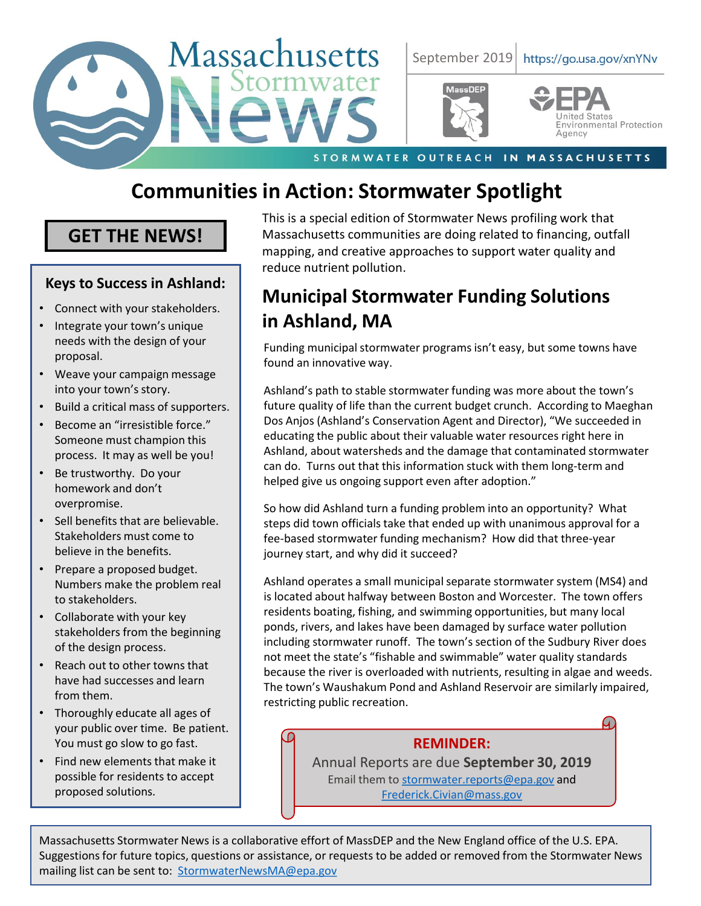# Massachusetts Stormwater News

September 2019 https://go.usa.gov/xnYNv

MassDEP

EPA United States Environmental Protection Agency

STORMWATER OUTREACH IN MASSACHUSETTS

## Communities in Action: Stormwater Spotlight

This is a special edition of Stormwater News profiling work that Massachusetts communities are doing related to financing, outfall mapping, and creative approaches to support water quality and reduce nutrient pollution.

## Municipal Stormwater Funding Solutions in Ashland, MA

Funding municipal stormwater programs isn't easy, but some towns have found an innovative way.

Ashland's path to stable stormwater funding was more about the town's future quality of life than the current budget crunch. According to Maeghan Dos Anjos (Ashland's Conservation Agent and Director), "We succeeded in educating the public about their valuable water resources right here in Ashland, about watersheds and the damage that contaminated stormwater can do. Turns out that this information stuck with them long-term and helped give us ongoing support even after adoption."

So how did Ashland turn a funding problem into an opportunity? What steps did town officials take that ended up with unanimous approval for a fee-based stormwater funding mechanism? How did that three-year journey start, and why did it succeed?

Ashland operates a small municipal separate stormwater system (MS4) and is located about halfway between Boston and Worcester. The town offers residents boating, fishing, and swimming opportunities, but many local ponds, rivers, and lakes have been damaged by surface water pollution including stormwater runoff. The town's section of the Sudbury River does not meet the state's "fishable and swimmable" water quality standards because the river is overloaded with nutrients, resulting in algae and weeds. The town's Waushakum Pond and Ashland Reservoir are similarly impaired, restricting public recreation.

**GET THE NEWS!**

### Keys to Success in Ashland:

- Connect with your stakeholders.
- Integrate your town's unique needs with the design of your proposal.
- Weave your campaign message into your town's story.
- Build a critical mass of supporters.
- Become an "irresistible force." Someone must champion this process. It may as well be you!
- Be trustworthy. Do your homework and don't overpromise.
- Sell benefits that are believable. Stakeholders must come to believe in the benefits.
- Prepare a proposed budget. Numbers make the problem real to stakeholders.
- Collaborate with your key stakeholders from the beginning of the design process.
- Reach out to other towns that have had successes and learn from them.
- Thoroughly educate all ages of your public over time. Be patient. You must go slow to go fast.
- Find new elements that make it possible for residents to accept proposed solutions.

**REMINDER:**

Annual Reports are due **September 30, 2019**

Email them to stormwater.reports@epa.gov and Frederick.Civian@mass.gov

Massachusetts Stormwater News is a collaborative effort of MassDEP and the New England office of the U.S. EPA. Suggestions for future topics, questions or assistance, or requests to be added or removed from the Stormwater News mailing list can be sent to: StormwaterNewsMA@epa.gov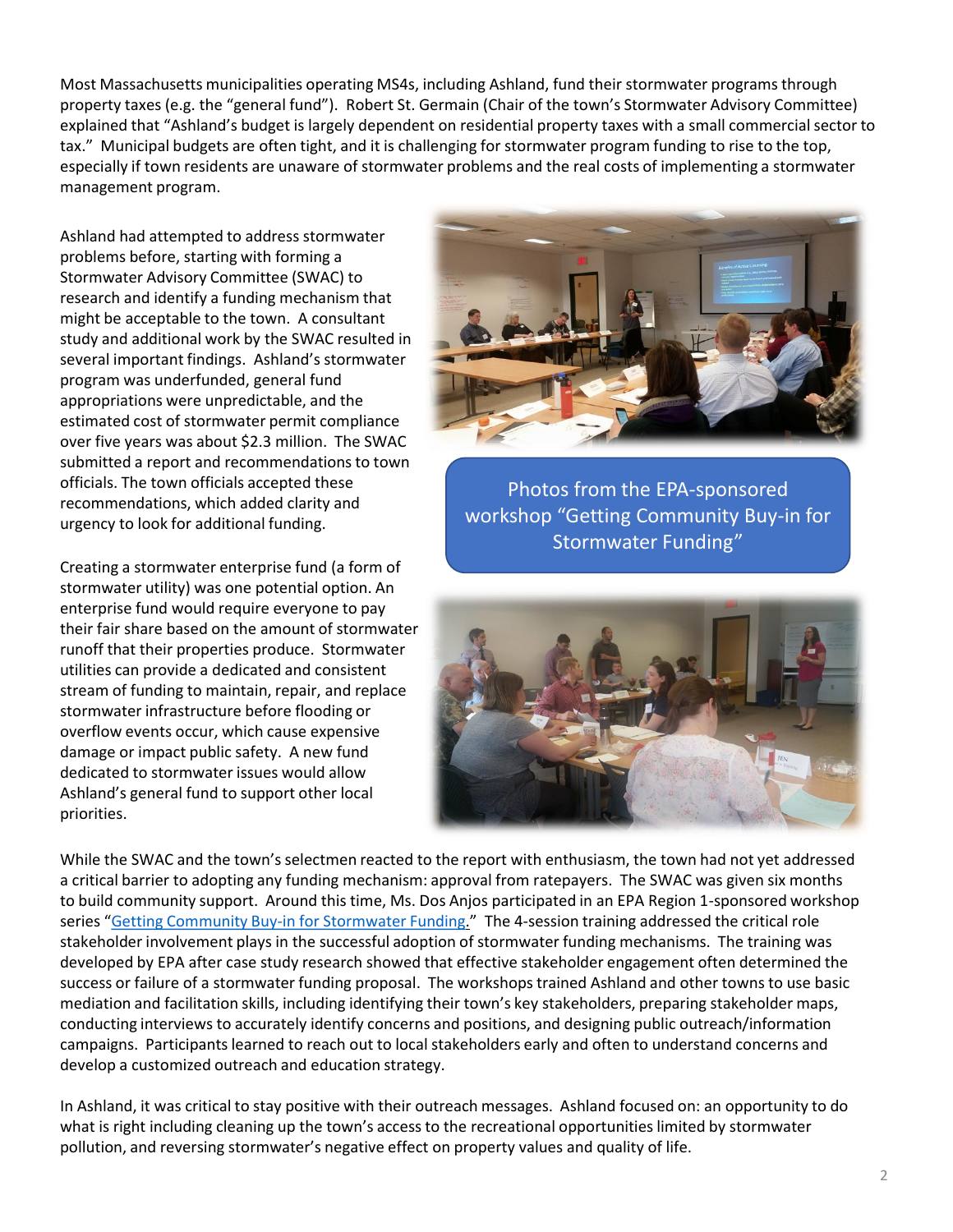Most Massachusetts municipalities operating MS4s, including Ashland, fund their stormwater programs through property taxes (e.g. the "general fund"). Robert St. Germain (Chair of the town's Stormwater Advisory Committee) explained that "Ashland's budget is largely dependent on residential property taxes with a small commercial sector to tax." Municipal budgets are often tight, and it is challenging for stormwater program funding to rise to the top, especially if town residents are unaware of stormwater problems and the real costs of implementing a stormwater management program.

Ashland had attempted to address stormwater problems before, starting with forming a Stormwater Advisory Committee (SWAC) to research and identify a funding mechanism that might be acceptable to the town. A consultant study and additional work by the SWAC resulted in several important findings. Ashland's stormwater program was underfunded, general fund appropriations were unpredictable, and the estimated cost of stormwater permit compliance over five years was about $2.3 million. The SWAC submitted a report and recommendations to town officials. The town officials accepted these recommendations, which added clarity and urgency to look for additional funding.

Photos from the EPA-sponsored workshop "Getting Community Buy-in for Stormwater Funding"

Creating a stormwater enterprise fund (a form of stormwater utility) was one potential option. An enterprise fund would require everyone to pay their fair share based on the amount of stormwater runoff that their properties produce. Stormwater utilities can provide a dedicated and consistent stream of funding to maintain, repair, and replace stormwater infrastructure before flooding or overflow events occur, which cause expensive damage or impact public safety. A new fund dedicated to stormwater issues would allow Ashland's general fund to support other local priorities.

While the SWAC and the town's selectmen reacted to the report with enthusiasm, the town had not yet addressed a critical barrier to adopting any funding mechanism: approval from ratepayers. The SWAC was given six months to build community support. Around this time, Ms. Dos Anjos participated in an EPA Region 1-sponsored workshop series "Getting Community Buy-in for Stormwater Funding." The 4-session training addressed the critical role stakeholder involvement plays in the successful adoption of stormwater funding mechanisms. The training was developed by EPA after case study research showed that effective stakeholder engagement often determined the success or failure of a stormwater funding proposal. The workshops trained Ashland and other towns to use basic mediation and facilitation skills, including identifying their town's key stakeholders, preparing stakeholder maps, conducting interviews to accurately identify concerns and positions, and designing public outreach/information campaigns. Participants learned to reach out to local stakeholders early and often to understand concerns and develop a customized outreach and education strategy.

In Ashland, it was critical to stay positive with their outreach messages. Ashland focused on: an opportunity to do what is right including cleaning up the town's access to the recreational opportunities limited by stormwater pollution, and reversing stormwater's negative effect on property values and quality of life.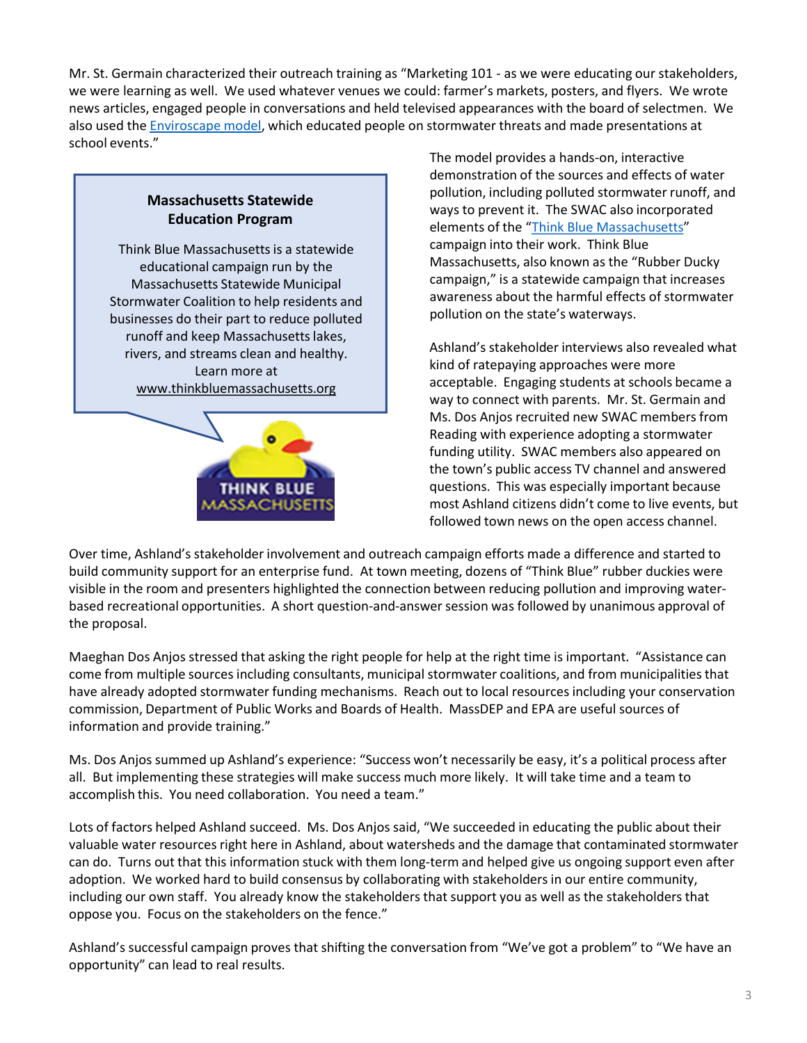Mr. St. Germain characterized their outreach training as "Marketing 101 - as we were educating our stakeholders, we were learning as well. We used whatever venues we could: farmer's markets, posters, and flyers. We wrote news articles, engaged people in conversations and held televised appearances with the board of selectmen. We also used the Enviroscape model, which educated people on stormwater threats and made presentations at school events."

**Massachusetts Statewide Education Program**

Think Blue Massachusetts is a statewide educational campaign run by the Massachusetts Statewide Municipal Stormwater Coalition to help residents and businesses do their part to reduce polluted runoff and keep Massachusetts lakes, rivers, and streams clean and healthy. Learn more at www.thinkbluemassachusetts.org

The model provides a hands-on, interactive demonstration of the sources and effects of water pollution, including polluted stormwater runoff, and ways to prevent it. The SWAC also incorporated elements of the "Think Blue Massachusetts" campaign into their work. Think Blue Massachusetts, also known as the "Rubber Ducky campaign," is a statewide campaign that increases awareness about the harmful effects of stormwater pollution on the state's waterways.

Ashland's stakeholder interviews also revealed what kind of ratepaying approaches were more acceptable. Engaging students at schools became a way to connect with parents. Mr. St. Germain and Ms. Dos Anjos recruited new SWAC members from Reading with experience adopting a stormwater funding utility. SWAC members also appeared on the town's public access TV channel and answered questions. This was especially important because most Ashland citizens didn't come to live events, but followed town news on the open access channel.

Over time, Ashland's stakeholder involvement and outreach campaign efforts made a difference and started to build community support for an enterprise fund. At town meeting, dozens of "Think Blue" rubber duckies were visible in the room and presenters highlighted the connection between reducing pollution and improving water-based recreational opportunities. A short question-and-answer session was followed by unanimous approval of the proposal.

Maeghan Dos Anjos stressed that asking the right people for help at the right time is important. "Assistance can come from multiple sources including consultants, municipal stormwater coalitions, and from municipalities that have already adopted stormwater funding mechanisms. Reach out to local resources including your conservation commission, Department of Public Works and Boards of Health. MassDEP and EPA are useful sources of information and provide training."

Ms. Dos Anjos summed up Ashland's experience: "Success won't necessarily be easy, it's a political process after all. But implementing these strategies will make success much more likely. It will take time and a team to accomplish this. You need collaboration. You need a team."

Lots of factors helped Ashland succeed. Ms. Dos Anjos said, "We succeeded in educating the public about their valuable water resources right here in Ashland, about watersheds and the damage that contaminated stormwater can do. Turns out that this information stuck with them long-term and helped give us ongoing support even after adoption. We worked hard to build consensus by collaborating with stakeholders in our entire community, including our own staff. You already know the stakeholders that support you as well as the stakeholders that oppose you. Focus on the stakeholders on the fence."

Ashland's successful campaign proves that shifting the conversation from "We've got a problem" to "We have an opportunity" can lead to real results.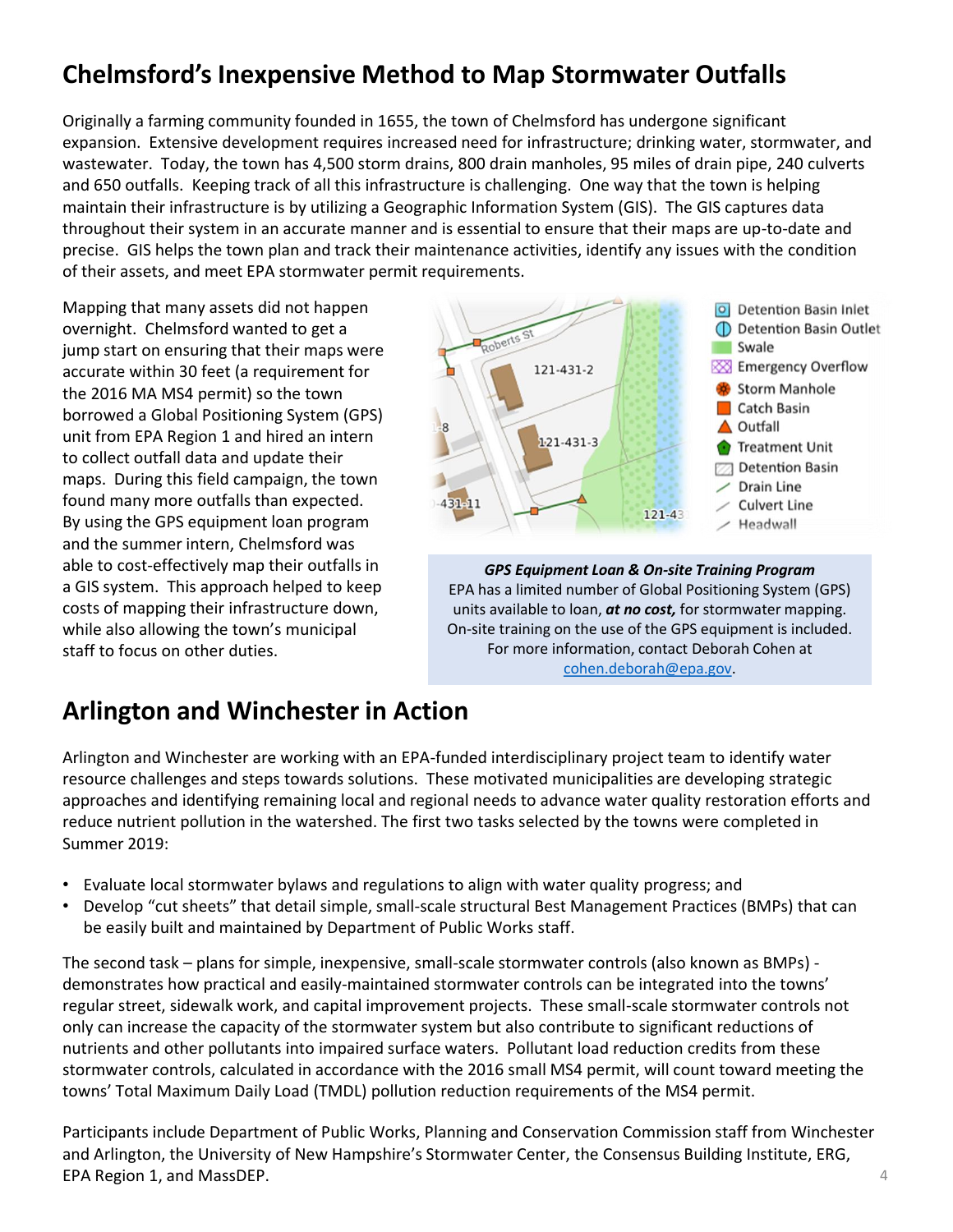## Chelmsford's Inexpensive Method to Map Stormwater Outfalls

Originally a farming community founded in 1655, the town of Chelmsford has undergone significant expansion. Extensive development requires increased need for infrastructure; drinking water, stormwater, and wastewater. Today, the town has 4,500 storm drains, 800 drain manholes, 95 miles of drain pipe, 240 culverts and 650 outfalls. Keeping track of all this infrastructure is challenging. One way that the town is helping maintain their infrastructure is by utilizing a Geographic Information System (GIS). The GIS captures data throughout their system in an accurate manner and is essential to ensure that their maps are up-to-date and precise. GIS helps the town plan and track their maintenance activities, identify any issues with the condition of their assets, and meet EPA stormwater permit requirements.

Mapping that many assets did not happen overnight. Chelmsford wanted to get a jump start on ensuring that their maps were accurate within 30 feet (a requirement for the 2016 MA MS4 permit) so the town borrowed a Global Positioning System (GPS) unit from EPA Region 1 and hired an intern to collect outfall data and update their maps. During this field campaign, the town found many more outfalls than expected. By using the GPS equipment loan program and the summer intern, Chelmsford was able to cost-effectively map their outfalls in a GIS system. This approach helped to keep costs of mapping their infrastructure down, while also allowing the town's municipal staff to focus on other duties.

***GPS Equipment Loan & On-site Training Program***
EPA has a limited number of Global Positioning System (GPS) units available to loan, ***at no cost,*** for stormwater mapping. On-site training on the use of the GPS equipment is included. For more information, contact Deborah Cohen at cohen.deborah@epa.gov.

## Arlington and Winchester in Action

Arlington and Winchester are working with an EPA-funded interdisciplinary project team to identify water resource challenges and steps towards solutions. These motivated municipalities are developing strategic approaches and identifying remaining local and regional needs to advance water quality restoration efforts and reduce nutrient pollution in the watershed. The first two tasks selected by the towns were completed in Summer 2019:

- Evaluate local stormwater bylaws and regulations to align with water quality progress; and
- Develop "cut sheets" that detail simple, small-scale structural Best Management Practices (BMPs) that can be easily built and maintained by Department of Public Works staff.

The second task – plans for simple, inexpensive, small-scale stormwater controls (also known as BMPs) - demonstrates how practical and easily-maintained stormwater controls can be integrated into the towns' regular street, sidewalk work, and capital improvement projects. These small-scale stormwater controls not only can increase the capacity of the stormwater system but also contribute to significant reductions of nutrients and other pollutants into impaired surface waters. Pollutant load reduction credits from these stormwater controls, calculated in accordance with the 2016 small MS4 permit, will count toward meeting the towns' Total Maximum Daily Load (TMDL) pollution reduction requirements of the MS4 permit.

Participants include Department of Public Works, Planning and Conservation Commission staff from Winchester and Arlington, the University of New Hampshire's Stormwater Center, the Consensus Building Institute, ERG, EPA Region 1, and MassDEP.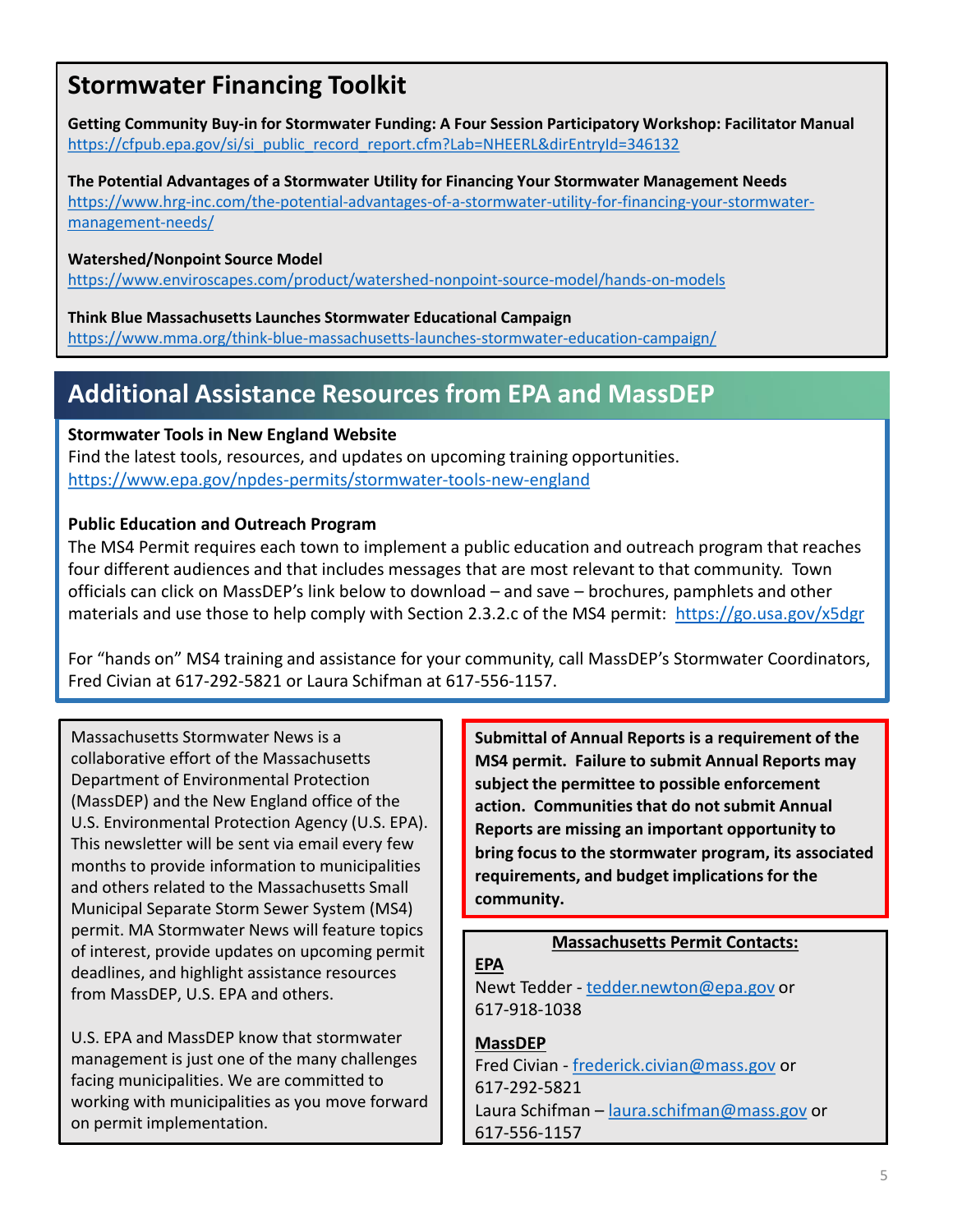## Stormwater Financing Toolkit

**Getting Community Buy-in for Stormwater Funding: A Four Session Participatory Workshop: Facilitator Manual**
https://cfpub.epa.gov/si/si_public_record_report.cfm?Lab=NHEERL&dirEntryId=346132

**The Potential Advantages of a Stormwater Utility for Financing Your Stormwater Management Needs**
https://www.hrg-inc.com/the-potential-advantages-of-a-stormwater-utility-for-financing-your-stormwater-management-needs/

**Watershed/Nonpoint Source Model**
https://www.enviroscapes.com/product/watershed-nonpoint-source-model/hands-on-models

**Think Blue Massachusetts Launches Stormwater Educational Campaign**
https://www.mma.org/think-blue-massachusetts-launches-stormwater-education-campaign/

## Additional Assistance Resources from EPA and MassDEP

**Stormwater Tools in New England Website**
Find the latest tools, resources, and updates on upcoming training opportunities.
https://www.epa.gov/npdes-permits/stormwater-tools-new-england

**Public Education and Outreach Program**
The MS4 Permit requires each town to implement a public education and outreach program that reaches four different audiences and that includes messages that are most relevant to that community. Town officials can click on MassDEP's link below to download – and save – brochures, pamphlets and other materials and use those to help comply with Section 2.3.2.c of the MS4 permit: https://go.usa.gov/x5dgr

For "hands on" MS4 training and assistance for your community, call MassDEP's Stormwater Coordinators, Fred Civian at 617-292-5821 or Laura Schifman at 617-556-1157.

Massachusetts Stormwater News is a collaborative effort of the Massachusetts Department of Environmental Protection (MassDEP) and the New England office of the U.S. Environmental Protection Agency (U.S. EPA). This newsletter will be sent via email every few months to provide information to municipalities and others related to the Massachusetts Small Municipal Separate Storm Sewer System (MS4) permit. MA Stormwater News will feature topics of interest, provide updates on upcoming permit deadlines, and highlight assistance resources from MassDEP, U.S. EPA and others.

U.S. EPA and MassDEP know that stormwater management is just one of the many challenges facing municipalities. We are committed to working with municipalities as you move forward on permit implementation.

**Submittal of Annual Reports is a requirement of the MS4 permit. Failure to submit Annual Reports may subject the permittee to possible enforcement action. Communities that do not submit Annual Reports are missing an important opportunity to bring focus to the stormwater program, its associated requirements, and budget implications for the community.**

**Massachusetts Permit Contacts:**

**EPA**
Newt Tedder - tedder.newton@epa.gov or 617-918-1038

**MassDEP**
Fred Civian - frederick.civian@mass.gov or 617-292-5821
Laura Schifman – laura.schifman@mass.gov or 617-556-1157